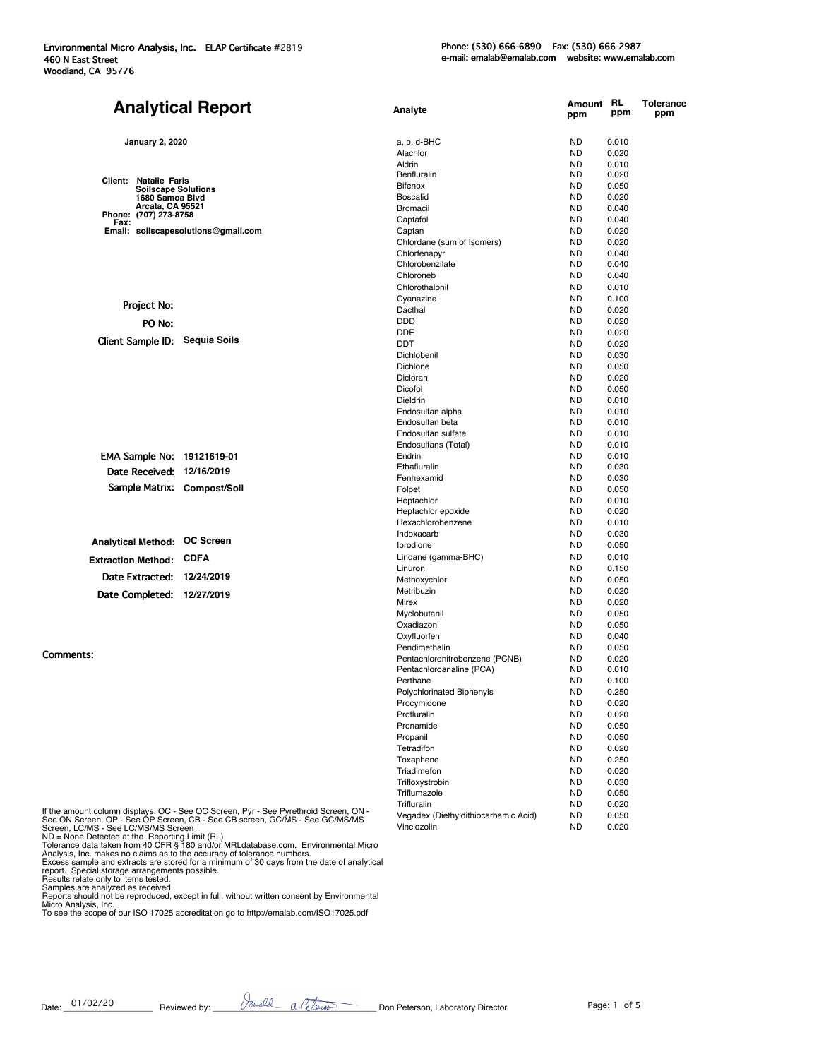Environmental Micro Analysis, Inc. ELAP Certificate #2819
460 N East Street
Woodland, CA 95776

Phone: (530) 666-6890 Fax: (530) 666-2987
e-mail: emalab@emalab.com website: www.emalab.com

# Analytical Report

**January 2, 2020**

**Client: Natalie Faris**
**Soilscape Solutions**
**1680 Samoa Blvd**
**Arcata, CA 95521**
**Phone: (707) 273-8758**
**Fax:**
**Email: soilscapesolutions@gmail.com**

Project No:

PO No:

Client Sample ID: **Sequia Soils**

EMA Sample No: **19121619-01**

Date Received: **12/16/2019**

Sample Matrix: **Compost/Soil**

Analytical Method: **OC Screen**

Extraction Method: **CDFA**

Date Extracted: **12/24/2019**

Date Completed: **12/27/2019**

Comments:

| Analyte | Amount ppm | RL ppm | Tolerance ppm |
|---|---|---|---|
| a, b, d-BHC | ND | 0.010 | |
| Alachlor | ND | 0.020 | |
| Aldrin | ND | 0.010 | |
| Benfluralin | ND | 0.020 | |
| Bifenox | ND | 0.050 | |
| Boscalid | ND | 0.020 | |
| Bromacil | ND | 0.040 | |
| Captafol | ND | 0.040 | |
| Captan | ND | 0.020 | |
| Chlordane (sum of Isomers) | ND | 0.020 | |
| Chlorfenapyr | ND | 0.040 | |
| Chlorobenzilate | ND | 0.040 | |
| Chloroneb | ND | 0.040 | |
| Chlorothalonil | ND | 0.010 | |
| Cyanazine | ND | 0.100 | |
| Dacthal | ND | 0.020 | |
| DDD | ND | 0.020 | |
| DDE | ND | 0.020 | |
| DDT | ND | 0.020 | |
| Dichlobenil | ND | 0.030 | |
| Dichlone | ND | 0.050 | |
| Dicloran | ND | 0.020 | |
| Dicofol | ND | 0.050 | |
| Dieldrin | ND | 0.010 | |
| Endosulfan alpha | ND | 0.010 | |
| Endosulfan beta | ND | 0.010 | |
| Endosulfan sulfate | ND | 0.010 | |
| Endosulfans (Total) | ND | 0.010 | |
| Endrin | ND | 0.010 | |
| Ethafluralin | ND | 0.030 | |
| Fenhexamid | ND | 0.030 | |
| Folpet | ND | 0.050 | |
| Heptachlor | ND | 0.010 | |
| Heptachlor epoxide | ND | 0.020 | |
| Hexachlorobenzene | ND | 0.010 | |
| Indoxacarb | ND | 0.030 | |
| Iprodione | ND | 0.050 | |
| Lindane (gamma-BHC) | ND | 0.010 | |
| Linuron | ND | 0.150 | |
| Methoxychlor | ND | 0.050 | |
| Metribuzin | ND | 0.020 | |
| Mirex | ND | 0.020 | |
| Myclobutanil | ND | 0.050 | |
| Oxadiazon | ND | 0.050 | |
| Oxyfluorfen | ND | 0.040 | |
| Pendimethalin | ND | 0.050 | |
| Pentachloronitrobenzene (PCNB) | ND | 0.020 | |
| Pentachloroanaline (PCA) | ND | 0.010 | |
| Perthane | ND | 0.100 | |
| Polychlorinated Biphenyls | ND | 0.250 | |
| Procymidone | ND | 0.020 | |
| Profluralin | ND | 0.020 | |
| Pronamide | ND | 0.050 | |
| Propanil | ND | 0.050 | |
| Tetradifon | ND | 0.020 | |
| Toxaphene | ND | 0.250 | |
| Triadimefon | ND | 0.020 | |
| Trifloxystrobin | ND | 0.030 | |
| Triflumazole | ND | 0.050 | |
| Trifluralin | ND | 0.020 | |
| Vegadex (Diethyldithiocarbamic Acid) | ND | 0.050 | |
| Vinclozolin | ND | 0.020 | |

If the amount column displays: OC - See OC Screen, Pyr - See Pyrethroid Screen, ON - See ON Screen, OP - See OP Screen, CB - See CB screen, GC/MS - See GC/MS/MS Screen, LC/MS - See LC/MS/MS Screen
ND = None Detected at the Reporting Limit (RL)
Tolerance data taken from 40 CFR § 180 and/or MRLdatabase.com. Environmental Micro Analysis, Inc. makes no claims as to the accuracy of tolerance numbers.
Excess sample and extracts are stored for a minimum of 30 days from the date of analytical report. Special storage arrangements possible.
Results relate only to items tested.
Samples are analyzed as received.
Reports should not be reproduced, except in full, without written consent by Environmental Micro Analysis, Inc.
To see the scope of our ISO 17025 accreditation go to http://emalab.com/ISO17025.pdf

Date: 01/02/20 Reviewed by: Don Peterson, Laboratory Director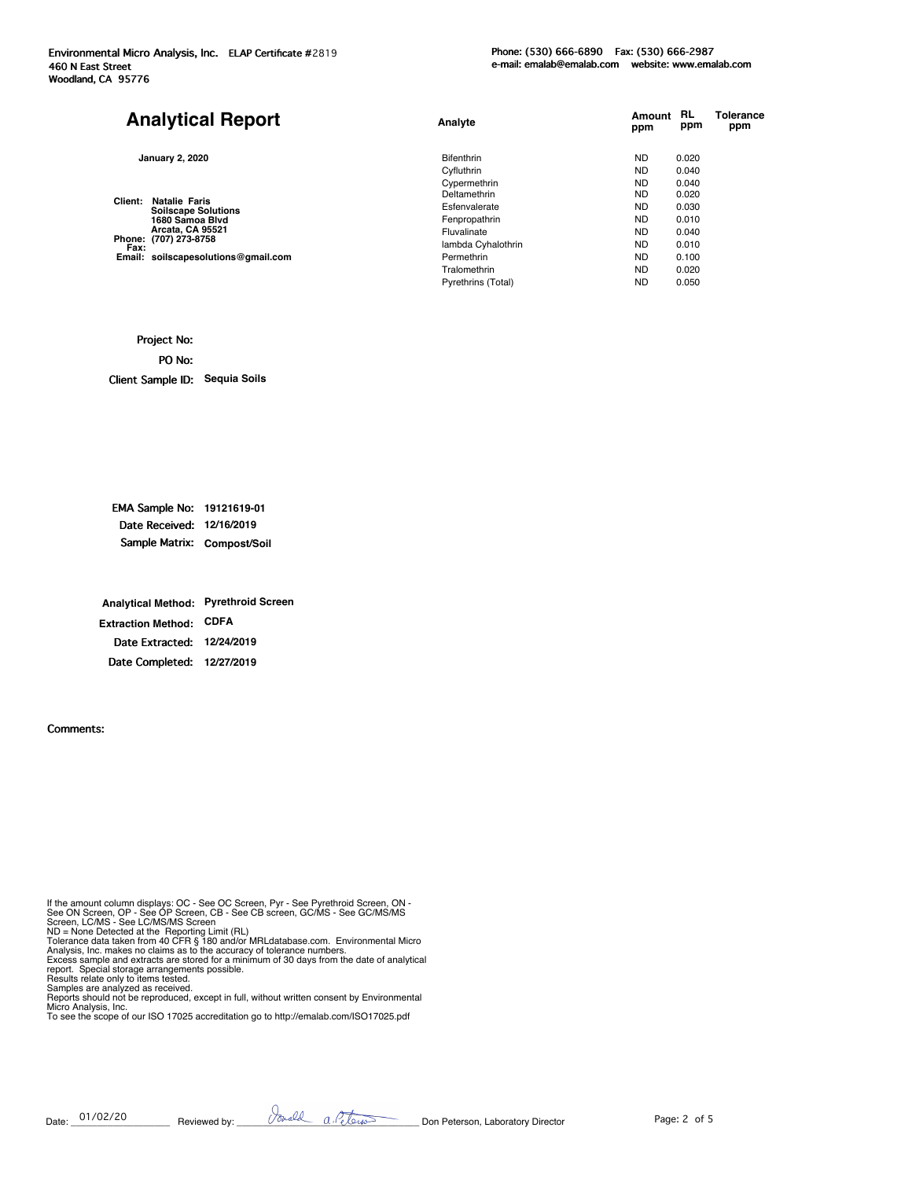Environmental Micro Analysis, Inc. ELAP Certificate #2819
460 N East Street
Woodland, CA 95776

Phone: (530) 666-6890 Fax: (530) 666-2987
e-mail: emalab@emalab.com website: www.emalab.com

# Analytical Report

**January 2, 2020**

**Client:** **Natalie Faris**
**Soilscape Solutions**
**1680 Samoa Blvd**
**Arcata, CA 95521**
**Phone:** **(707) 273-8758**
**Fax:**
**Email:** **soilscapesolutions@gmail.com**

| Analyte | Amount ppm | RL ppm | Tolerance ppm |
|---|---|---|---|
| Bifenthrin | ND | 0.020 | |
| Cyfluthrin | ND | 0.040 | |
| Cypermethrin | ND | 0.040 | |
| Deltamethrin | ND | 0.020 | |
| Esfenvalerate | ND | 0.030 | |
| Fenpropathrin | ND | 0.010 | |
| Fluvalinate | ND | 0.040 | |
| lambda Cyhalothrin | ND | 0.010 | |
| Permethrin | ND | 0.100 | |
| Tralomethrin | ND | 0.020 | |
| Pyrethrins (Total) | ND | 0.050 | |

Project No:
PO No:
Client Sample ID: **Sequia Soils**

EMA Sample No: **19121619-01**
Date Received: **12/16/2019**
Sample Matrix: **Compost/Soil**

Analytical Method: **Pyrethroid Screen**
Extraction Method: **CDFA**
Date Extracted: **12/24/2019**
Date Completed: **12/27/2019**

Comments:

If the amount column displays: OC - See OC Screen, Pyr - See Pyrethroid Screen, ON - See ON Screen, OP - See OP Screen, CB - See CB screen, GC/MS - See GC/MS/MS Screen, LC/MS - See LC/MS/MS Screen
ND = None Detected at the Reporting Limit (RL)
Tolerance data taken from 40 CFR § 180 and/or MRLdatabase.com. Environmental Micro Analysis, Inc. makes no claims as to the accuracy of tolerance numbers.
Excess sample and extracts are stored for a minimum of 30 days from the date of analytical report. Special storage arrangements possible.
Results relate only to items tested.
Samples are analyzed as received.
Reports should not be reproduced, except in full, without written consent by Environmental Micro Analysis, Inc.
To see the scope of our ISO 17025 accreditation go to http://emalab.com/ISO17025.pdf

Date: 01/02/20 Reviewed by: Donald a. Peterson Don Peterson, Laboratory Director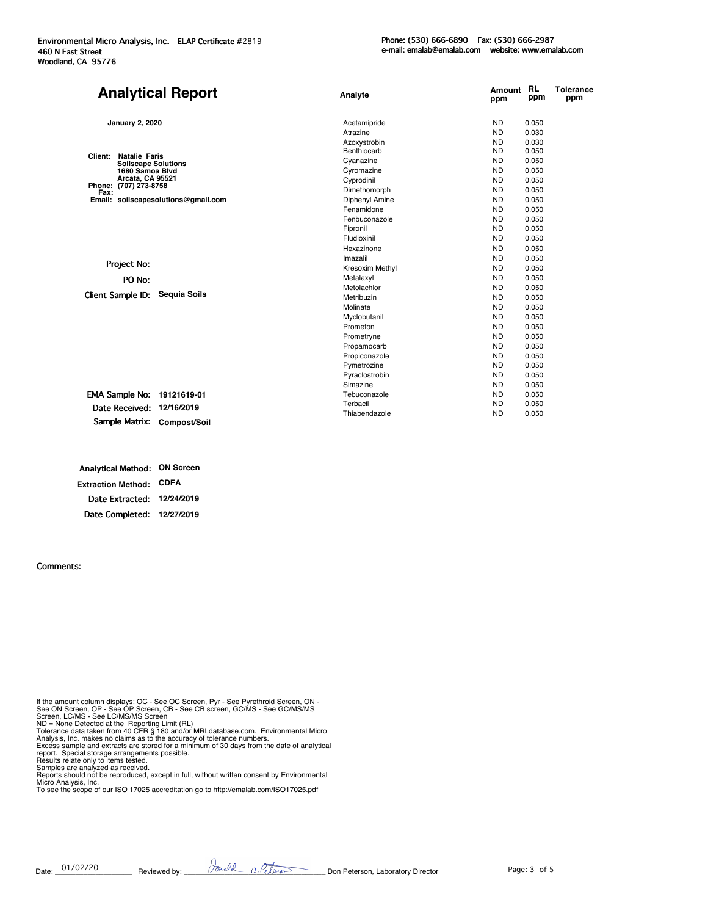**Environmental Micro Analysis, Inc.** ELAP Certificate #2819
460 N East Street
Woodland, CA 95776

Phone: (530) 666-6890 Fax: (530) 666-2987
e-mail: emalab@emalab.com website: www.emalab.com

# Analytical Report

**January 2, 2020**

**Client:** Natalie Faris
Soilscape Solutions
1680 Samoa Blvd
Arcata, CA 95521
**Phone:** (707) 273-8758
**Fax:**
**Email:** soilscapesolutions@gmail.com

**Project No:**

**PO No:**

**Client Sample ID:** Sequia Soils

**EMA Sample No:** 19121619-01

**Date Received:** 12/16/2019

**Sample Matrix:** Compost/Soil

**Analytical Method:** ON Screen

**Extraction Method:** CDFA

**Date Extracted:** 12/24/2019

**Date Completed:** 12/27/2019

| Analyte | Amount ppm | RL ppm | Tolerance ppm |
|---|---|---|---|
| Acetamipride | ND | 0.050 | |
| Atrazine | ND | 0.030 | |
| Azoxystrobin | ND | 0.030 | |
| Benthiocarb | ND | 0.050 | |
| Cyanazine | ND | 0.050 | |
| Cyromazine | ND | 0.050 | |
| Cyprodinil | ND | 0.050 | |
| Dimethomorph | ND | 0.050 | |
| Diphenyl Amine | ND | 0.050 | |
| Fenamidone | ND | 0.050 | |
| Fenbuconazole | ND | 0.050 | |
| Fipronil | ND | 0.050 | |
| Fludioxinil | ND | 0.050 | |
| Hexazinone | ND | 0.050 | |
| Imazalil | ND | 0.050 | |
| Kresoxim Methyl | ND | 0.050 | |
| Metalaxyl | ND | 0.050 | |
| Metolachlor | ND | 0.050 | |
| Metribuzin | ND | 0.050 | |
| Molinate | ND | 0.050 | |
| Myclobutanil | ND | 0.050 | |
| Prometon | ND | 0.050 | |
| Prometryne | ND | 0.050 | |
| Propamocarb | ND | 0.050 | |
| Propiconazole | ND | 0.050 | |
| Pymetrozine | ND | 0.050 | |
| Pyraclostrobin | ND | 0.050 | |
| Simazine | ND | 0.050 | |
| Tebuconazole | ND | 0.050 | |
| Terbacil | ND | 0.050 | |
| Thiabendazole | ND | 0.050 | |

**Comments:**

If the amount column displays: OC - See OC Screen, Pyr - See Pyrethroid Screen, ON - See ON Screen, OP - See OP Screen, CB - See CB screen, GC/MS - See GC/MS/MS Screen, LC/MS - See LC/MS/MS Screen
ND = None Detected at the Reporting Limit (RL)
Tolerance data taken from 40 CFR § 180 and/or MRLdatabase.com. Environmental Micro Analysis, Inc. makes no claims as to the accuracy of tolerance numbers.
Excess sample and extracts are stored for a minimum of 30 days from the date of analytical report. Special storage arrangements possible.
Results relate only to items tested.
Samples are analyzed as received.
Reports should not be reproduced, except in full, without written consent by Environmental Micro Analysis, Inc.
To see the scope of our ISO 17025 accreditation go to http://emalab.com/ISO17025.pdf

Date: 01/02/20 Reviewed by: Donald a. Peterson Don Peterson, Laboratory Director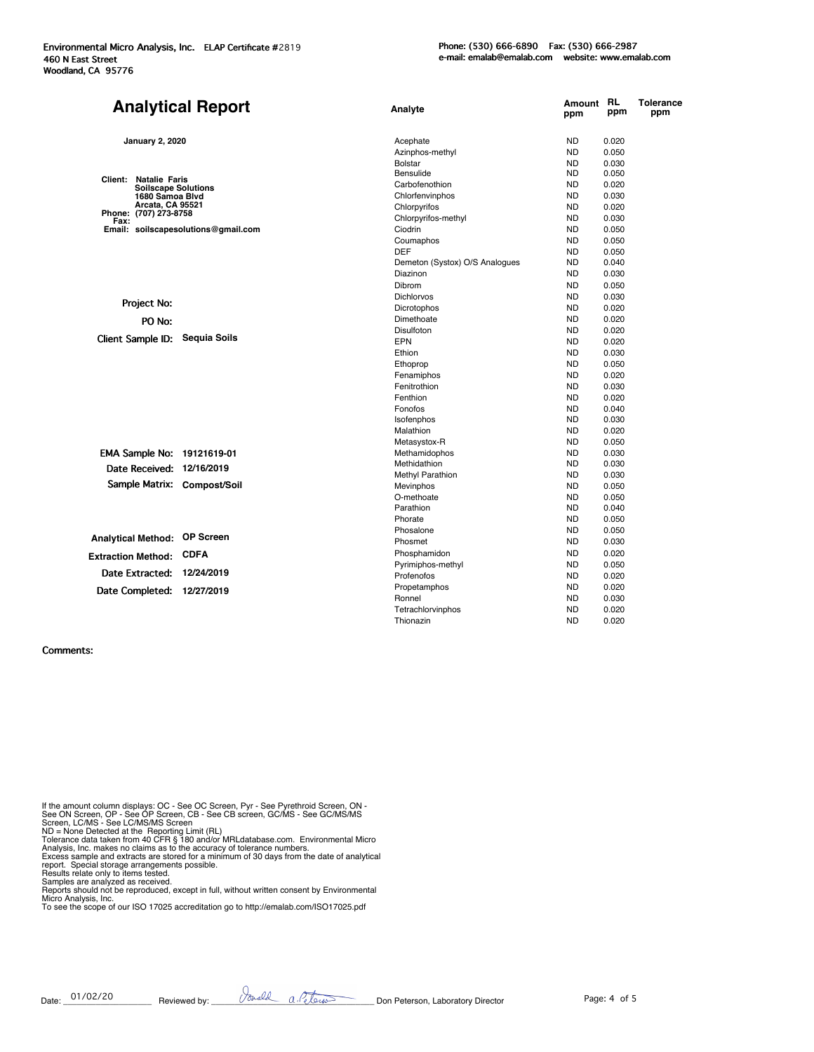Environmental Micro Analysis, Inc. ELAP Certificate #2819
460 N East Street
Woodland, CA 95776

Phone: (530) 666-6890 Fax: (530) 666-2987
e-mail: emalab@emalab.com website: www.emalab.com

# Analytical Report

**January 2, 2020**

**Client:** Natalie Faris
Soilscape Solutions
1680 Samoa Blvd
Arcata, CA 95521
**Phone:** (707) 273-8758
**Fax:**
**Email:** soilscapesolutions@gmail.com

**Project No:**

**PO No:**

**Client Sample ID:** Sequia Soils

**EMA Sample No:** 19121619-01
**Date Received:** 12/16/2019
**Sample Matrix:** Compost/Soil

**Analytical Method:** OP Screen
**Extraction Method:** CDFA
**Date Extracted:** 12/24/2019
**Date Completed:** 12/27/2019

| Analyte | Amount ppm | RL ppm | Tolerance ppm |
|---|---|---|---|
| Acephate | ND | 0.020 | |
| Azinphos-methyl | ND | 0.050 | |
| Bolstar | ND | 0.030 | |
| Bensulide | ND | 0.050 | |
| Carbofenothion | ND | 0.020 | |
| Chlorfenvinphos | ND | 0.030 | |
| Chlorpyrifos | ND | 0.020 | |
| Chlorpyrifos-methyl | ND | 0.030 | |
| Ciodrin | ND | 0.050 | |
| Coumaphos | ND | 0.050 | |
| DEF | ND | 0.050 | |
| Demeton (Systox) O/S Analogues | ND | 0.040 | |
| Diazinon | ND | 0.030 | |
| Dibrom | ND | 0.050 | |
| Dichlorvos | ND | 0.030 | |
| Dicrotophos | ND | 0.020 | |
| Dimethoate | ND | 0.020 | |
| Disulfoton | ND | 0.020 | |
| EPN | ND | 0.020 | |
| Ethion | ND | 0.030 | |
| Ethoprop | ND | 0.050 | |
| Fenamiphos | ND | 0.020 | |
| Fenitrothion | ND | 0.030 | |
| Fenthion | ND | 0.020 | |
| Fonofos | ND | 0.040 | |
| Isofenphos | ND | 0.030 | |
| Malathion | ND | 0.020 | |
| Metasystox-R | ND | 0.050 | |
| Methamidophos | ND | 0.030 | |
| Methidathion | ND | 0.030 | |
| Methyl Parathion | ND | 0.030 | |
| Mevinphos | ND | 0.050 | |
| O-methoate | ND | 0.050 | |
| Parathion | ND | 0.040 | |
| Phorate | ND | 0.050 | |
| Phosalone | ND | 0.050 | |
| Phosmet | ND | 0.030 | |
| Phosphamidon | ND | 0.020 | |
| Pyrimiphos-methyl | ND | 0.050 | |
| Profenofos | ND | 0.020 | |
| Propetamphos | ND | 0.020 | |
| Ronnel | ND | 0.030 | |
| Tetrachlorvinphos | ND | 0.020 | |
| Thionazin | ND | 0.020 | |

**Comments:**

If the amount column displays: OC - See OC Screen, Pyr - See Pyrethroid Screen, ON - See ON Screen, OP - See OP Screen, CB - See CB screen, GC/MS - See GC/MS/MS Screen, LC/MS - See LC/MS/MS Screen
ND = None Detected at the Reporting Limit (RL)
Tolerance data taken from 40 CFR § 180 and/or MRLdatabase.com. Environmental Micro Analysis, Inc. makes no claims as to the accuracy of tolerance numbers.
Excess sample and extracts are stored for a minimum of 30 days from the date of analytical report. Special storage arrangements possible.
Results relate only to items tested.
Samples are analyzed as received.
Reports should not be reproduced, except in full, without written consent by Environmental Micro Analysis, Inc.
To see the scope of our ISO 17025 accreditation go to http://emalab.com/ISO17025.pdf

Date: 01/02/20 Reviewed by: Donald A. Peterson Don Peterson, Laboratory Director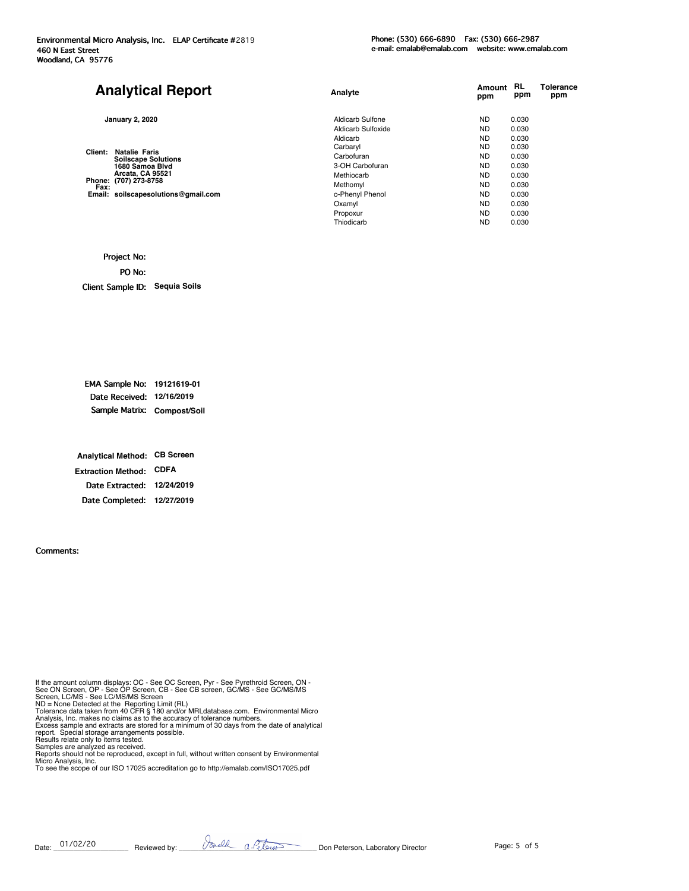Environmental Micro Analysis, Inc. ELAP Certificate #2819
460 N East Street
Woodland, CA 95776

Phone: (530) 666-6890 Fax: (530) 666-2987
e-mail: emalab@emalab.com website: www.emalab.com

# Analytical Report

January 2, 2020

**Client:** Natalie Faris
Soilscape Solutions
1680 Samoa Blvd
Arcata, CA 95521
**Phone:** (707) 273-8758
**Fax:**
**Email:** soilscapesolutions@gmail.com

| Analyte | Amount ppm | RL ppm | Tolerance ppm |
|---|---|---|---|
| Aldicarb Sulfone | ND | 0.030 | |
| Aldicarb Sulfoxide | ND | 0.030 | |
| Aldicarb | ND | 0.030 | |
| Carbaryl | ND | 0.030 | |
| Carbofuran | ND | 0.030 | |
| 3-OH Carbofuran | ND | 0.030 | |
| Methiocarb | ND | 0.030 | |
| Methomyl | ND | 0.030 | |
| o-Phenyl Phenol | ND | 0.030 | |
| Oxamyl | ND | 0.030 | |
| Propoxur | ND | 0.030 | |
| Thiodicarb | ND | 0.030 | |

Project No:
PO No:
Client Sample ID: **Sequia Soils**

EMA Sample No: **19121619-01**
Date Received: **12/16/2019**
Sample Matrix: **Compost/Soil**

Analytical Method: **CB Screen**
Extraction Method: **CDFA**
Date Extracted: **12/24/2019**
Date Completed: **12/27/2019**

Comments:

If the amount column displays: OC - See OC Screen, Pyr - See Pyrethroid Screen, ON - See ON Screen, OP - See OP Screen, CB - See CB screen, GC/MS - See GC/MS/MS Screen, LC/MS - See LC/MS/MS Screen
ND = None Detected at the Reporting Limit (RL)
Tolerance data taken from 40 CFR § 180 and/or MRLdatabase.com. Environmental Micro Analysis, Inc. makes no claims as to the accuracy of tolerance numbers.
Excess sample and extracts are stored for a minimum of 30 days from the date of analytical report. Special storage arrangements possible.
Results relate only to items tested.
Samples are analyzed as received.
Reports should not be reproduced, except in full, without written consent by Environmental Micro Analysis, Inc.
To see the scope of our ISO 17025 accreditation go to http://emalab.com/ISO17025.pdf

Date: 01/02/20 Reviewed by: Donald a. Peterson Don Peterson, Laboratory Director